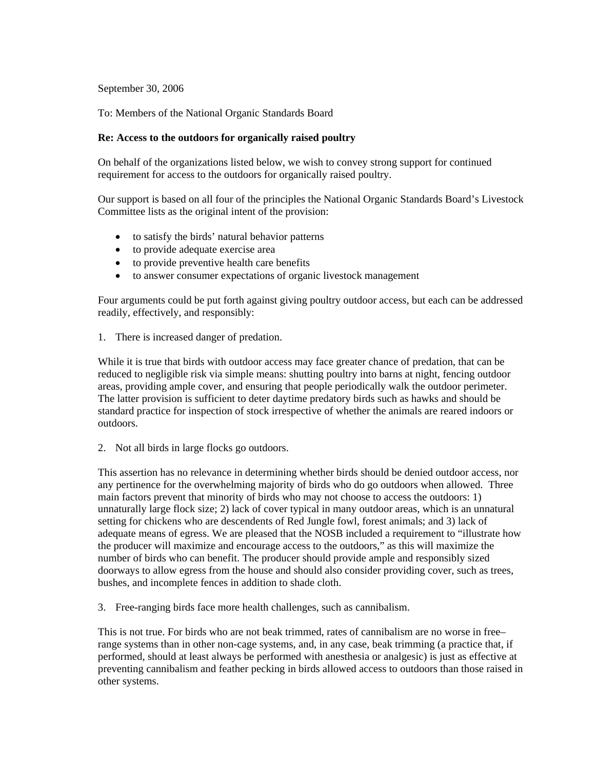September 30, 2006

To: Members of the National Organic Standards Board

**Re: Access to the outdoors for organically raised poultry**

On behalf of the organizations listed below, we wish to convey strong support for continued requirement for access to the outdoors for organically raised poultry.

Our support is based on all four of the principles the National Organic Standards Board's Livestock Committee lists as the original intent of the provision:

- to satisfy the birds' natural behavior patterns
- to provide adequate exercise area
- to provide preventive health care benefits
- to answer consumer expectations of organic livestock management

Four arguments could be put forth against giving poultry outdoor access, but each can be addressed readily, effectively, and responsibly:

1. There is increased danger of predation.

While it is true that birds with outdoor access may face greater chance of predation, that can be reduced to negligible risk via simple means: shutting poultry into barns at night, fencing outdoor areas, providing ample cover, and ensuring that people periodically walk the outdoor perimeter. The latter provision is sufficient to deter daytime predatory birds such as hawks and should be standard practice for inspection of stock irrespective of whether the animals are reared indoors or outdoors.

2. Not all birds in large flocks go outdoors.

This assertion has no relevance in determining whether birds should be denied outdoor access, nor any pertinence for the overwhelming majority of birds who do go outdoors when allowed. Three main factors prevent that minority of birds who may not choose to access the outdoors: 1) unnaturally large flock size; 2) lack of cover typical in many outdoor areas, which is an unnatural setting for chickens who are descendents of Red Jungle fowl, forest animals; and 3) lack of adequate means of egress. We are pleased that the NOSB included a requirement to "illustrate how the producer will maximize and encourage access to the outdoors," as this will maximize the number of birds who can benefit. The producer should provide ample and responsibly sized doorways to allow egress from the house and should also consider providing cover, such as trees, bushes, and incomplete fences in addition to shade cloth.

3. Free-ranging birds face more health challenges, such as cannibalism.

This is not true. For birds who are not beak trimmed, rates of cannibalism are no worse in free–range systems than in other non-cage systems, and, in any case, beak trimming (a practice that, if performed, should at least always be performed with anesthesia or analgesic) is just as effective at preventing cannibalism and feather pecking in birds allowed access to outdoors than those raised in other systems.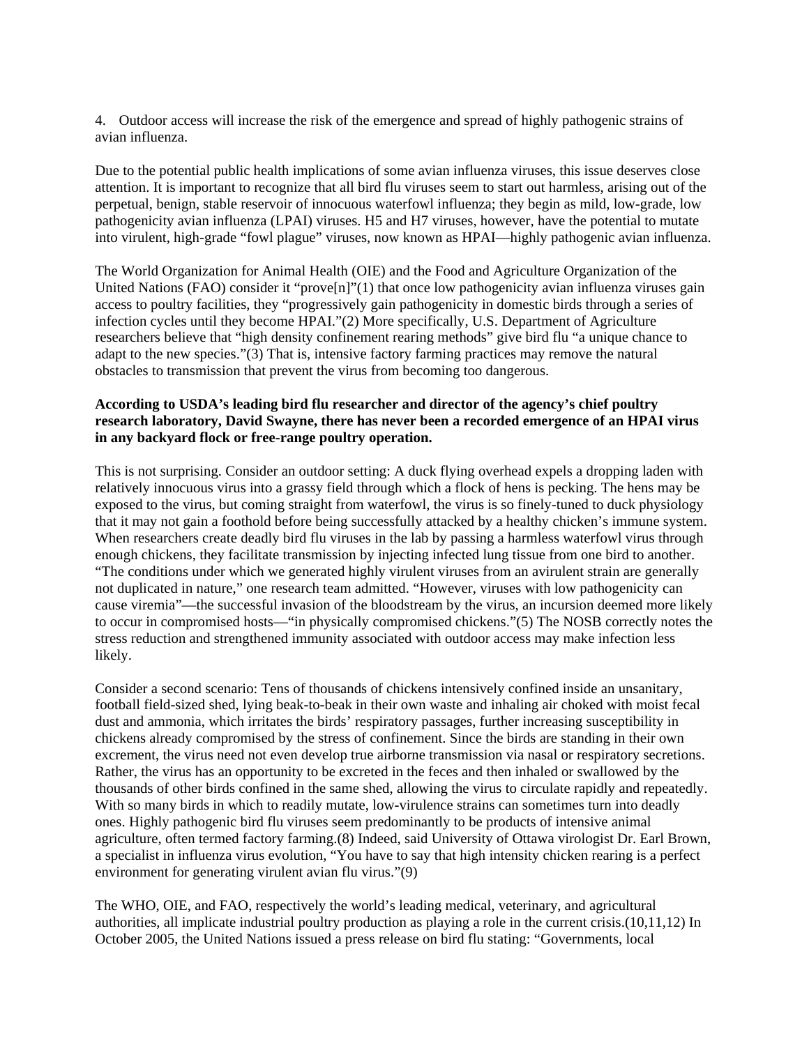4. Outdoor access will increase the risk of the emergence and spread of highly pathogenic strains of avian influenza.

Due to the potential public health implications of some avian influenza viruses, this issue deserves close attention. It is important to recognize that all bird flu viruses seem to start out harmless, arising out of the perpetual, benign, stable reservoir of innocuous waterfowl influenza; they begin as mild, low-grade, low pathogenicity avian influenza (LPAI) viruses. H5 and H7 viruses, however, have the potential to mutate into virulent, high-grade "fowl plague" viruses, now known as HPAI—highly pathogenic avian influenza.

The World Organization for Animal Health (OIE) and the Food and Agriculture Organization of the United Nations (FAO) consider it "prove[n]"(1) that once low pathogenicity avian influenza viruses gain access to poultry facilities, they "progressively gain pathogenicity in domestic birds through a series of infection cycles until they become HPAI."(2) More specifically, U.S. Department of Agriculture researchers believe that "high density confinement rearing methods" give bird flu "a unique chance to adapt to the new species."(3) That is, intensive factory farming practices may remove the natural obstacles to transmission that prevent the virus from becoming too dangerous.

**According to USDA's leading bird flu researcher and director of the agency's chief poultry research laboratory, David Swayne, there has never been a recorded emergence of an HPAI virus in any backyard flock or free-range poultry operation.**

This is not surprising. Consider an outdoor setting: A duck flying overhead expels a dropping laden with relatively innocuous virus into a grassy field through which a flock of hens is pecking. The hens may be exposed to the virus, but coming straight from waterfowl, the virus is so finely-tuned to duck physiology that it may not gain a foothold before being successfully attacked by a healthy chicken's immune system. When researchers create deadly bird flu viruses in the lab by passing a harmless waterfowl virus through enough chickens, they facilitate transmission by injecting infected lung tissue from one bird to another. "The conditions under which we generated highly virulent viruses from an avirulent strain are generally not duplicated in nature," one research team admitted. "However, viruses with low pathogenicity can cause viremia"—the successful invasion of the bloodstream by the virus, an incursion deemed more likely to occur in compromised hosts—"in physically compromised chickens."(5) The NOSB correctly notes the stress reduction and strengthened immunity associated with outdoor access may make infection less likely.

Consider a second scenario: Tens of thousands of chickens intensively confined inside an unsanitary, football field-sized shed, lying beak-to-beak in their own waste and inhaling air choked with moist fecal dust and ammonia, which irritates the birds' respiratory passages, further increasing susceptibility in chickens already compromised by the stress of confinement. Since the birds are standing in their own excrement, the virus need not even develop true airborne transmission via nasal or respiratory secretions. Rather, the virus has an opportunity to be excreted in the feces and then inhaled or swallowed by the thousands of other birds confined in the same shed, allowing the virus to circulate rapidly and repeatedly. With so many birds in which to readily mutate, low-virulence strains can sometimes turn into deadly ones. Highly pathogenic bird flu viruses seem predominantly to be products of intensive animal agriculture, often termed factory farming.(8) Indeed, said University of Ottawa virologist Dr. Earl Brown, a specialist in influenza virus evolution, "You have to say that high intensity chicken rearing is a perfect environment for generating virulent avian flu virus."(9)

The WHO, OIE, and FAO, respectively the world's leading medical, veterinary, and agricultural authorities, all implicate industrial poultry production as playing a role in the current crisis.(10,11,12) In October 2005, the United Nations issued a press release on bird flu stating: "Governments, local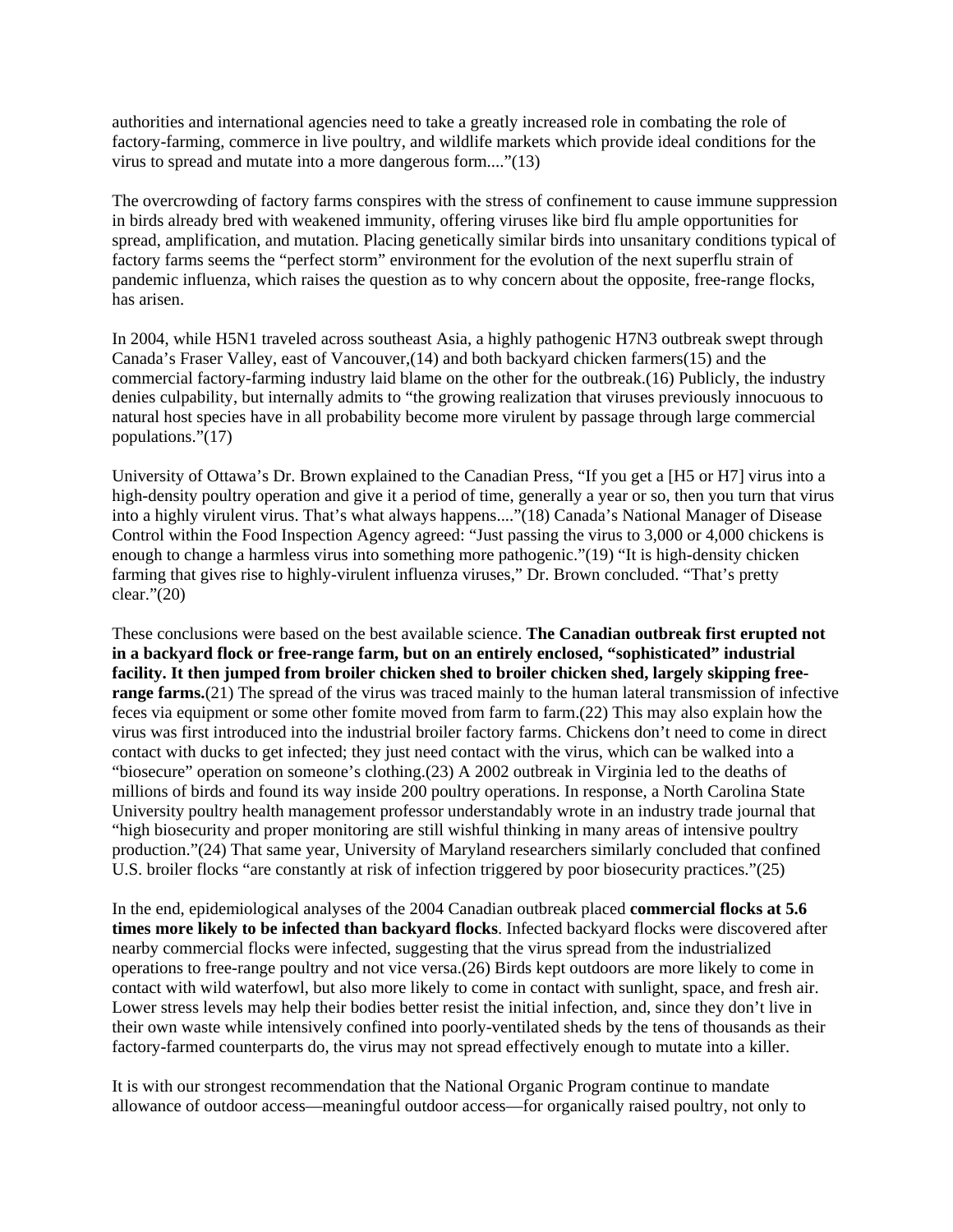authorities and international agencies need to take a greatly increased role in combating the role of factory-farming, commerce in live poultry, and wildlife markets which provide ideal conditions for the virus to spread and mutate into a more dangerous form...."(13)

The overcrowding of factory farms conspires with the stress of confinement to cause immune suppression in birds already bred with weakened immunity, offering viruses like bird flu ample opportunities for spread, amplification, and mutation. Placing genetically similar birds into unsanitary conditions typical of factory farms seems the "perfect storm" environment for the evolution of the next superflu strain of pandemic influenza, which raises the question as to why concern about the opposite, free-range flocks, has arisen.

In 2004, while H5N1 traveled across southeast Asia, a highly pathogenic H7N3 outbreak swept through Canada's Fraser Valley, east of Vancouver,(14) and both backyard chicken farmers(15) and the commercial factory-farming industry laid blame on the other for the outbreak.(16) Publicly, the industry denies culpability, but internally admits to "the growing realization that viruses previously innocuous to natural host species have in all probability become more virulent by passage through large commercial populations."(17)

University of Ottawa's Dr. Brown explained to the Canadian Press, "If you get a [H5 or H7] virus into a high-density poultry operation and give it a period of time, generally a year or so, then you turn that virus into a highly virulent virus. That's what always happens...."(18) Canada's National Manager of Disease Control within the Food Inspection Agency agreed: "Just passing the virus to 3,000 or 4,000 chickens is enough to change a harmless virus into something more pathogenic."(19) "It is high-density chicken farming that gives rise to highly-virulent influenza viruses," Dr. Brown concluded. "That's pretty clear."(20)

These conclusions were based on the best available science. **The Canadian outbreak first erupted not in a backyard flock or free-range farm, but on an entirely enclosed, "sophisticated" industrial facility. It then jumped from broiler chicken shed to broiler chicken shed, largely skipping free-range farms.**(21) The spread of the virus was traced mainly to the human lateral transmission of infective feces via equipment or some other fomite moved from farm to farm.(22) This may also explain how the virus was first introduced into the industrial broiler factory farms. Chickens don't need to come in direct contact with ducks to get infected; they just need contact with the virus, which can be walked into a "biosecure" operation on someone's clothing.(23) A 2002 outbreak in Virginia led to the deaths of millions of birds and found its way inside 200 poultry operations. In response, a North Carolina State University poultry health management professor understandably wrote in an industry trade journal that "high biosecurity and proper monitoring are still wishful thinking in many areas of intensive poultry production."(24) That same year, University of Maryland researchers similarly concluded that confined U.S. broiler flocks "are constantly at risk of infection triggered by poor biosecurity practices."(25)

In the end, epidemiological analyses of the 2004 Canadian outbreak placed **commercial flocks at 5.6 times more likely to be infected than backyard flocks**. Infected backyard flocks were discovered after nearby commercial flocks were infected, suggesting that the virus spread from the industrialized operations to free-range poultry and not vice versa.(26) Birds kept outdoors are more likely to come in contact with wild waterfowl, but also more likely to come in contact with sunlight, space, and fresh air. Lower stress levels may help their bodies better resist the initial infection, and, since they don't live in their own waste while intensively confined into poorly-ventilated sheds by the tens of thousands as their factory-farmed counterparts do, the virus may not spread effectively enough to mutate into a killer.

It is with our strongest recommendation that the National Organic Program continue to mandate allowance of outdoor access—meaningful outdoor access—for organically raised poultry, not only to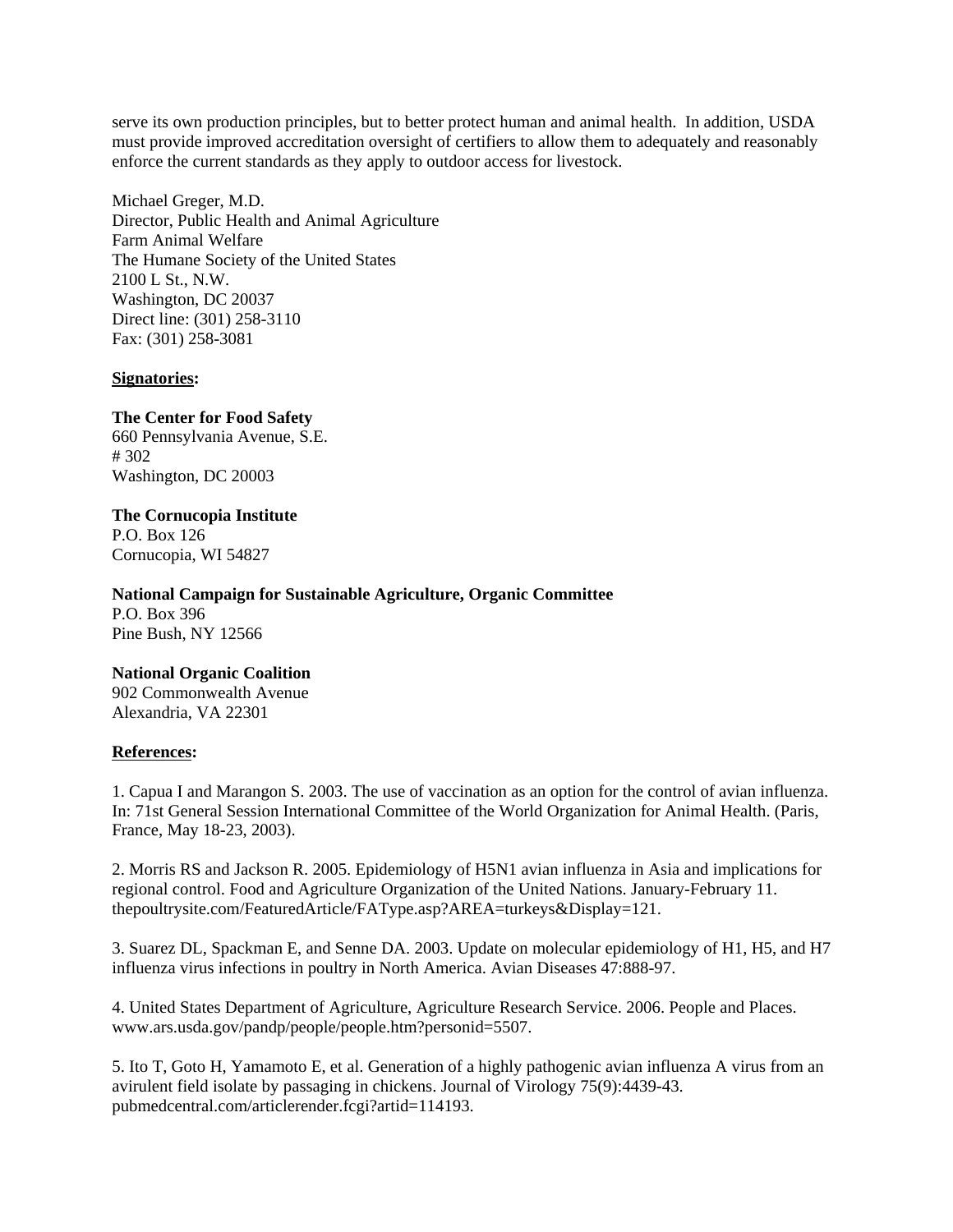serve its own production principles, but to better protect human and animal health. In addition, USDA must provide improved accreditation oversight of certifiers to allow them to adequately and reasonably enforce the current standards as they apply to outdoor access for livestock.

Michael Greger, M.D.
Director, Public Health and Animal Agriculture
Farm Animal Welfare
The Humane Society of the United States
2100 L St., N.W.
Washington, DC 20037
Direct line: (301) 258-3110
Fax: (301) 258-3081

**Signatories:**

**The Center for Food Safety**
660 Pennsylvania Avenue, S.E.
# 302
Washington, DC 20003

**The Cornucopia Institute**
P.O. Box 126
Cornucopia, WI 54827

**National Campaign for Sustainable Agriculture, Organic Committee**
P.O. Box 396
Pine Bush, NY 12566

**National Organic Coalition**
902 Commonwealth Avenue
Alexandria, VA 22301

**References:**

1. Capua I and Marangon S. 2003. The use of vaccination as an option for the control of avian influenza. In: 71st General Session International Committee of the World Organization for Animal Health. (Paris, France, May 18-23, 2003).

2. Morris RS and Jackson R. 2005. Epidemiology of H5N1 avian influenza in Asia and implications for regional control. Food and Agriculture Organization of the United Nations. January-February 11. thepoultrysite.com/FeaturedArticle/FAType.asp?AREA=turkeys&Display=121.

3. Suarez DL, Spackman E, and Senne DA. 2003. Update on molecular epidemiology of H1, H5, and H7 influenza virus infections in poultry in North America. Avian Diseases 47:888-97.

4. United States Department of Agriculture, Agriculture Research Service. 2006. People and Places. www.ars.usda.gov/pandp/people/people.htm?personid=5507.

5. Ito T, Goto H, Yamamoto E, et al. Generation of a highly pathogenic avian influenza A virus from an avirulent field isolate by passaging in chickens. Journal of Virology 75(9):4439-43. pubmedcentral.com/articlerender.fcgi?artid=114193.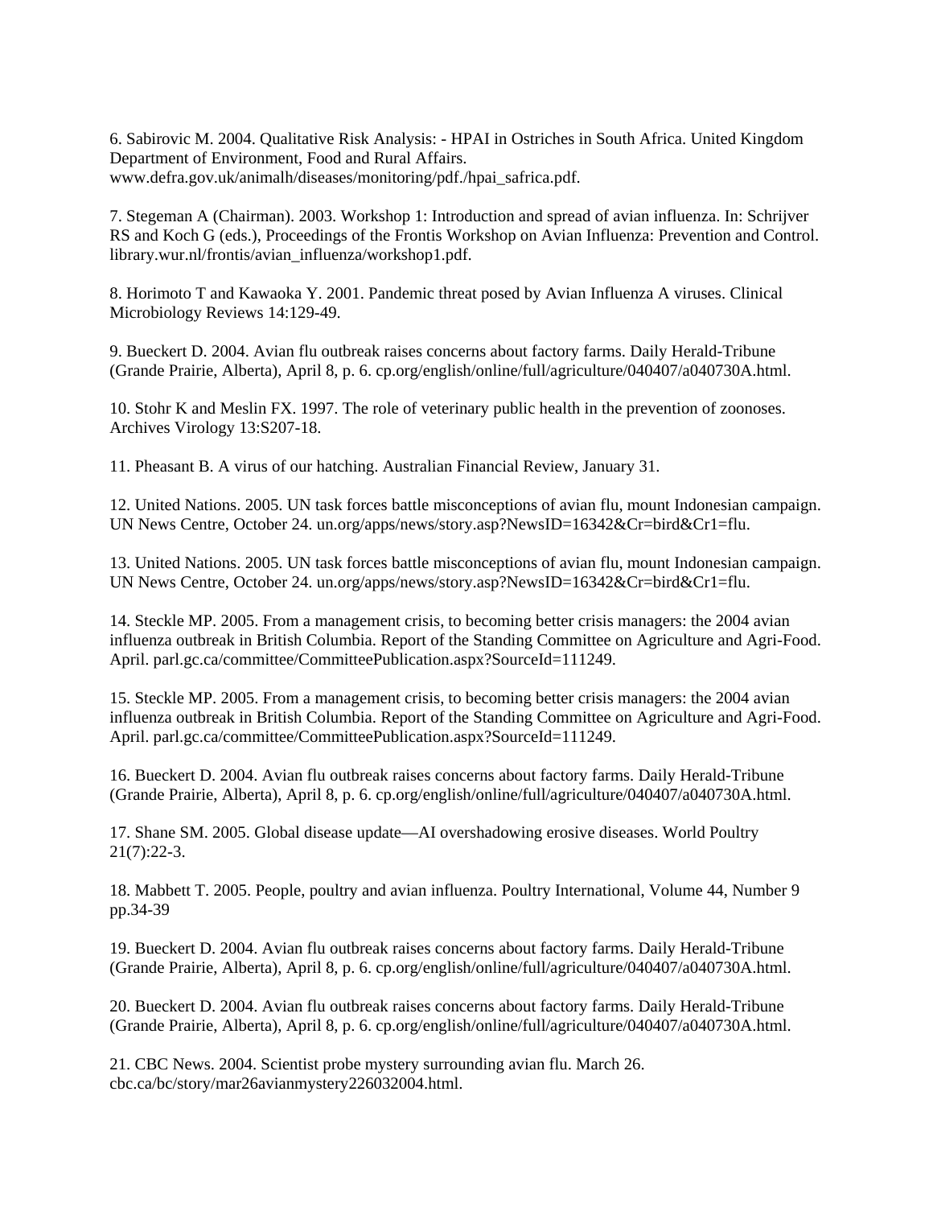6. Sabirovic M. 2004. Qualitative Risk Analysis: - HPAI in Ostriches in South Africa. United Kingdom Department of Environment, Food and Rural Affairs. www.defra.gov.uk/animalh/diseases/monitoring/pdf./hpai_safrica.pdf.

7. Stegeman A (Chairman). 2003. Workshop 1: Introduction and spread of avian influenza. In: Schrijver RS and Koch G (eds.), Proceedings of the Frontis Workshop on Avian Influenza: Prevention and Control. library.wur.nl/frontis/avian_influenza/workshop1.pdf.

8. Horimoto T and Kawaoka Y. 2001. Pandemic threat posed by Avian Influenza A viruses. Clinical Microbiology Reviews 14:129-49.

9. Bueckert D. 2004. Avian flu outbreak raises concerns about factory farms. Daily Herald-Tribune (Grande Prairie, Alberta), April 8, p. 6. cp.org/english/online/full/agriculture/040407/a040730A.html.

10. Stohr K and Meslin FX. 1997. The role of veterinary public health in the prevention of zoonoses. Archives Virology 13:S207-18.

11. Pheasant B. A virus of our hatching. Australian Financial Review, January 31.

12. United Nations. 2005. UN task forces battle misconceptions of avian flu, mount Indonesian campaign. UN News Centre, October 24. un.org/apps/news/story.asp?NewsID=16342&Cr=bird&Cr1=flu.

13. United Nations. 2005. UN task forces battle misconceptions of avian flu, mount Indonesian campaign. UN News Centre, October 24. un.org/apps/news/story.asp?NewsID=16342&Cr=bird&Cr1=flu.

14. Steckle MP. 2005. From a management crisis, to becoming better crisis managers: the 2004 avian influenza outbreak in British Columbia. Report of the Standing Committee on Agriculture and Agri-Food. April. parl.gc.ca/committee/CommitteePublication.aspx?SourceId=111249.

15. Steckle MP. 2005. From a management crisis, to becoming better crisis managers: the 2004 avian influenza outbreak in British Columbia. Report of the Standing Committee on Agriculture and Agri-Food. April. parl.gc.ca/committee/CommitteePublication.aspx?SourceId=111249.

16. Bueckert D. 2004. Avian flu outbreak raises concerns about factory farms. Daily Herald-Tribune (Grande Prairie, Alberta), April 8, p. 6. cp.org/english/online/full/agriculture/040407/a040730A.html.

17. Shane SM. 2005. Global disease update—AI overshadowing erosive diseases. World Poultry 21(7):22-3.

18. Mabbett T. 2005. People, poultry and avian influenza. Poultry International, Volume 44, Number 9 pp.34-39

19. Bueckert D. 2004. Avian flu outbreak raises concerns about factory farms. Daily Herald-Tribune (Grande Prairie, Alberta), April 8, p. 6. cp.org/english/online/full/agriculture/040407/a040730A.html.

20. Bueckert D. 2004. Avian flu outbreak raises concerns about factory farms. Daily Herald-Tribune (Grande Prairie, Alberta), April 8, p. 6. cp.org/english/online/full/agriculture/040407/a040730A.html.

21. CBC News. 2004. Scientist probe mystery surrounding avian flu. March 26. cbc.ca/bc/story/mar26avianmystery226032004.html.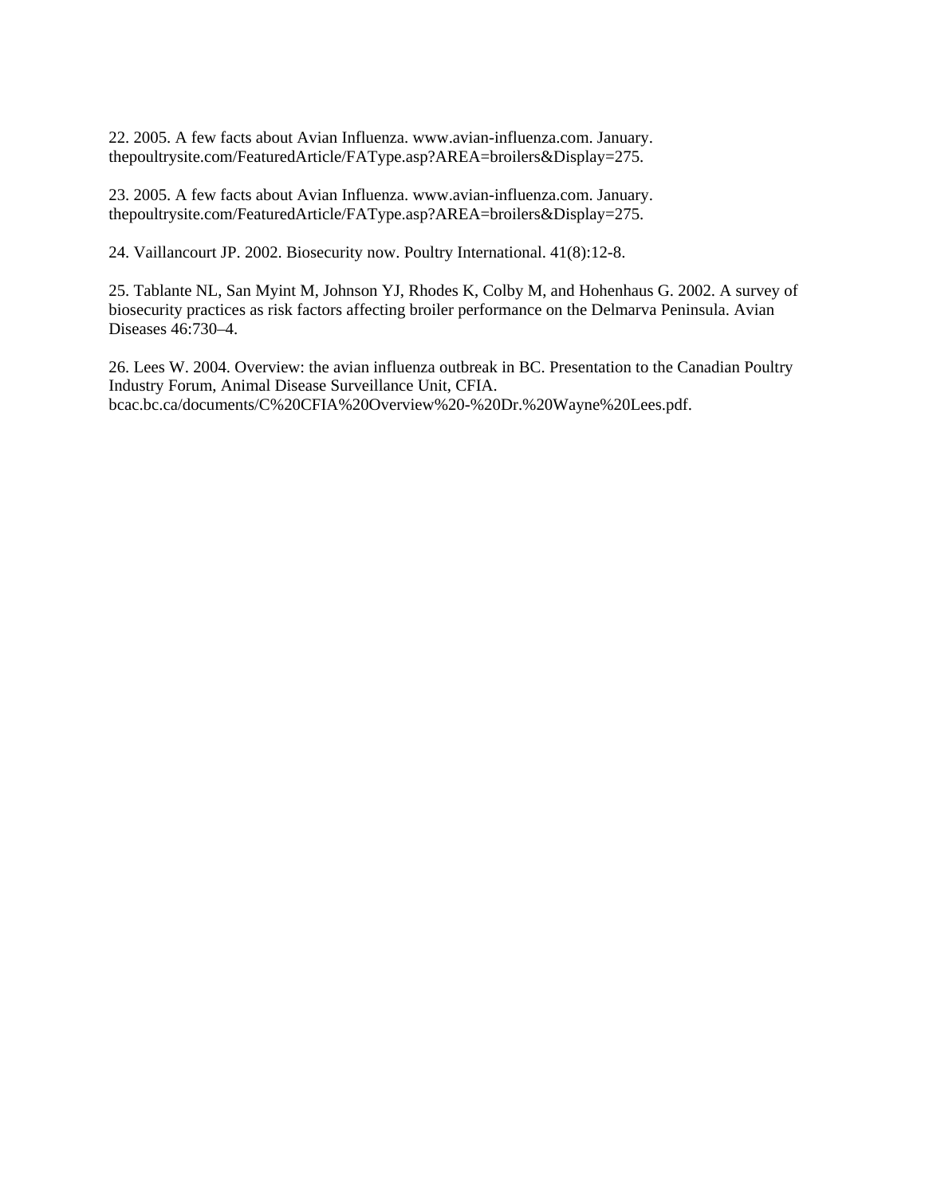22. 2005. A few facts about Avian Influenza. www.avian-influenza.com. January. thepoultrysite.com/FeaturedArticle/FAType.asp?AREA=broilers&Display=275.

23. 2005. A few facts about Avian Influenza. www.avian-influenza.com. January. thepoultrysite.com/FeaturedArticle/FAType.asp?AREA=broilers&Display=275.

24. Vaillancourt JP. 2002. Biosecurity now. Poultry International. 41(8):12-8.

25. Tablante NL, San Myint M, Johnson YJ, Rhodes K, Colby M, and Hohenhaus G. 2002. A survey of biosecurity practices as risk factors affecting broiler performance on the Delmarva Peninsula. Avian Diseases 46:730–4.

26. Lees W. 2004. Overview: the avian influenza outbreak in BC. Presentation to the Canadian Poultry Industry Forum, Animal Disease Surveillance Unit, CFIA. bcac.bc.ca/documents/C%20CFIA%20Overview%20-%20Dr.%20Wayne%20Lees.pdf.